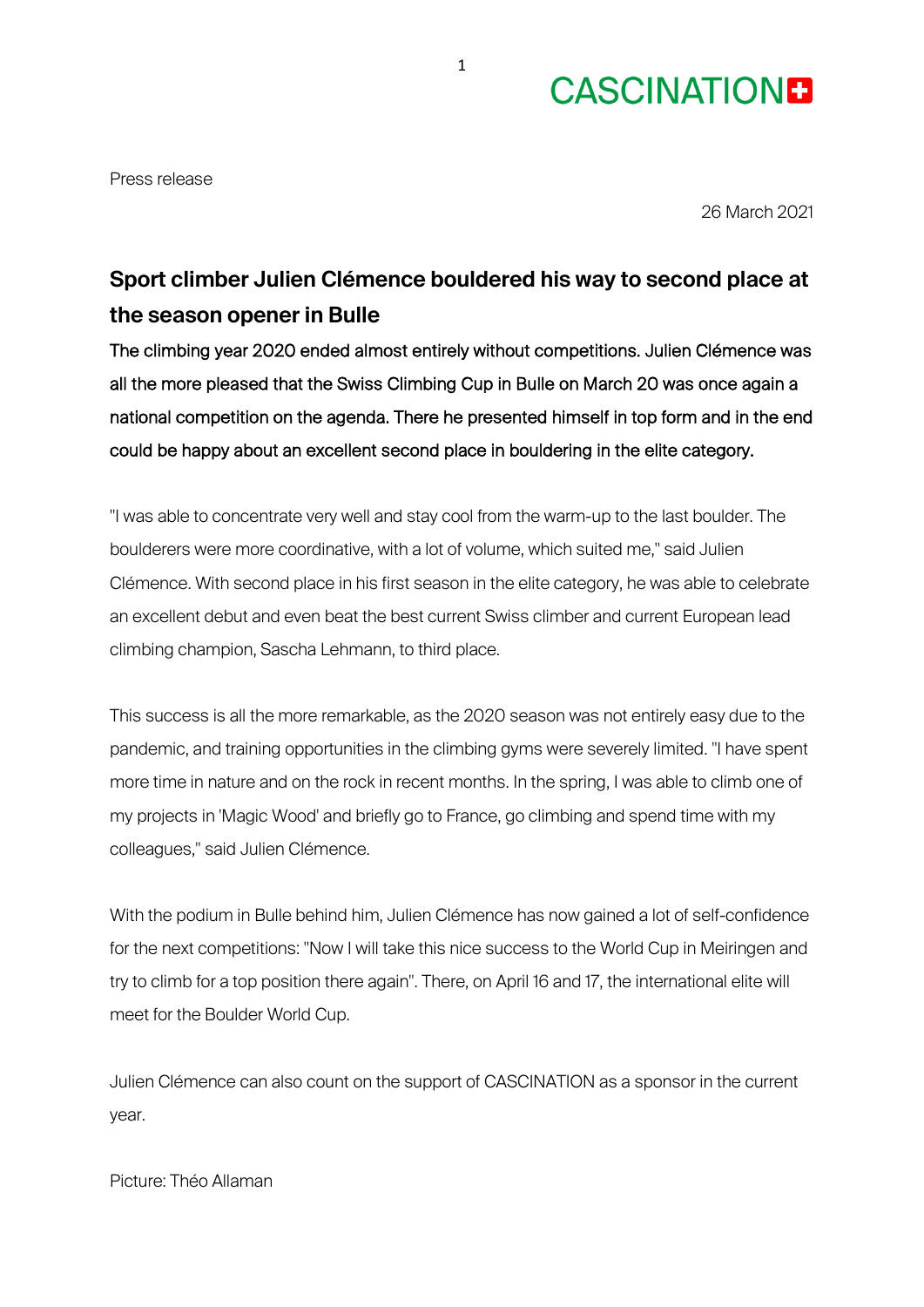CASCINATION

Press release

26 March 2021

## Sport climber Julien Clémence bouldered his way to second place at the season opener in Bulle

**The climbing year 2020 ended almost entirely without competitions. Julien Clémence was all the more pleased that the Swiss Climbing Cup in Bulle on March 20 was once again a national competition on the agenda. There he presented himself in top form and in the end could be happy about an excellent second place in bouldering in the elite category.**

"I was able to concentrate very well and stay cool from the warm-up to the last boulder. The boulderers were more coordinative, with a lot of volume, which suited me," said Julien Clémence. With second place in his first season in the elite category, he was able to celebrate an excellent debut and even beat the best current Swiss climber and current European lead climbing champion, Sascha Lehmann, to third place.

This success is all the more remarkable, as the 2020 season was not entirely easy due to the pandemic, and training opportunities in the climbing gyms were severely limited. "I have spent more time in nature and on the rock in recent months. In the spring, I was able to climb one of my projects in 'Magic Wood' and briefly go to France, go climbing and spend time with my colleagues," said Julien Clémence.

With the podium in Bulle behind him, Julien Clémence has now gained a lot of self-confidence for the next competitions: "Now I will take this nice success to the World Cup in Meiringen and try to climb for a top position there again". There, on April 16 and 17, the international elite will meet for the Boulder World Cup.

Julien Clémence can also count on the support of CASCINATION as a sponsor in the current year.

Picture: Théo Allaman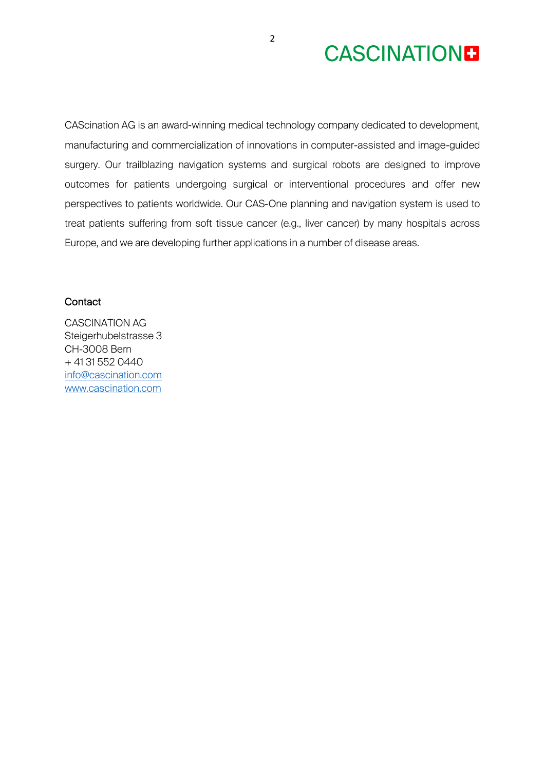CAScination AG is an award-winning medical technology company dedicated to development, manufacturing and commercialization of innovations in computer-assisted and image-guided surgery. Our trailblazing navigation systems and surgical robots are designed to improve outcomes for patients undergoing surgical or interventional procedures and offer new perspectives to patients worldwide. Our CAS-One planning and navigation system is used to treat patients suffering from soft tissue cancer (e.g., liver cancer) by many hospitals across Europe, and we are developing further applications in a number of disease areas.

## Contact

CASCINATION AG  
Steigerhubelstrasse 3  
CH-3008 Bern  
+ 41 31 552 0440  
info@cascination.com  
www.cascination.com